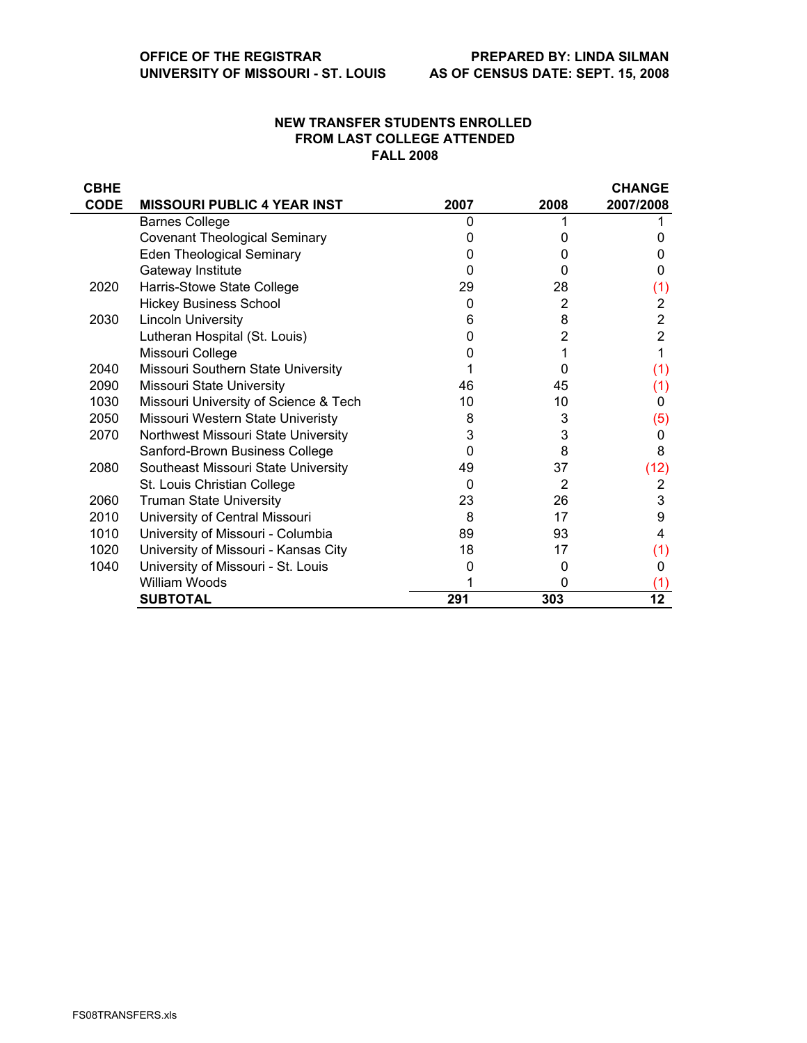OFFICE OF THE REGISTRAR
UNIVERSITY OF MISSOURI - ST. LOUIS

PREPARED BY: LINDA SILMAN
AS OF CENSUS DATE: SEPT. 15, 2008

## NEW TRANSFER STUDENTS ENROLLED FROM LAST COLLEGE ATTENDED FALL 2008

| CBHE CODE | MISSOURI PUBLIC 4 YEAR INST | 2007 | 2008 | CHANGE 2007/2008 |
|---|---|---|---|---|
| | Barnes College | 0 | 1 | 1 |
| | Covenant Theological Seminary | 0 | 0 | 0 |
| | Eden Theological Seminary | 0 | 0 | 0 |
| | Gateway Institute | 0 | 0 | 0 |
| 2020 | Harris-Stowe State College | 29 | 28 | (1) |
| | Hickey Business School | 0 | 2 | 2 |
| 2030 | Lincoln University | 6 | 8 | 2 |
| | Lutheran Hospital (St. Louis) | 0 | 2 | 2 |
| | Missouri College | 0 | 1 | 1 |
| 2040 | Missouri Southern State University | 1 | 0 | (1) |
| 2090 | Missouri State University | 46 | 45 | (1) |
| 1030 | Missouri University of Science & Tech | 10 | 10 | 0 |
| 2050 | Missouri Western State Univeristy | 8 | 3 | (5) |
| 2070 | Northwest Missouri State University | 3 | 3 | 0 |
| | Sanford-Brown Business College | 0 | 8 | 8 |
| 2080 | Southeast Missouri State University | 49 | 37 | (12) |
| | St. Louis Christian College | 0 | 2 | 2 |
| 2060 | Truman State University | 23 | 26 | 3 |
| 2010 | University of Central Missouri | 8 | 17 | 9 |
| 1010 | University of Missouri - Columbia | 89 | 93 | 4 |
| 1020 | University of Missouri - Kansas City | 18 | 17 | (1) |
| 1040 | University of Missouri - St. Louis | 0 | 0 | 0 |
| | William Woods | 1 | 0 | (1) |
| | **SUBTOTAL** | **291** | **303** | **12** |

FS08TRANSFERS.xls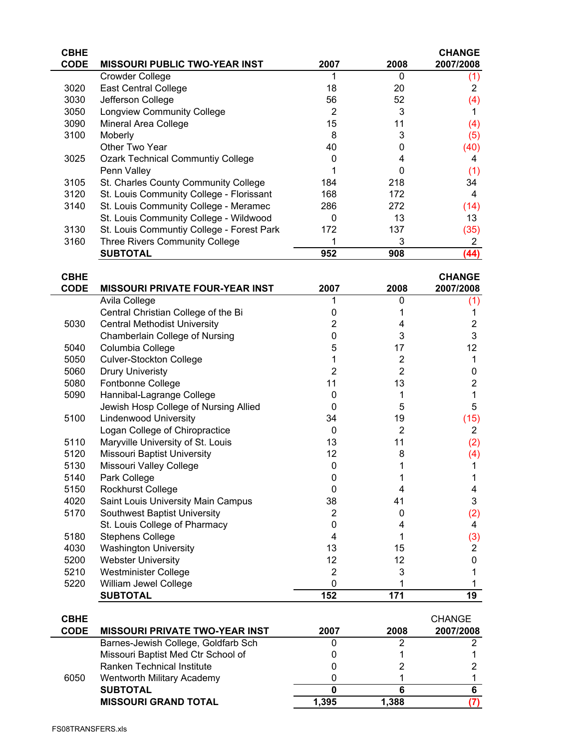| CBHE CODE | MISSOURI PUBLIC TWO-YEAR INST | 2007 | 2008 | CHANGE 2007/2008 |
|---|---|---|---|---|
| | Crowder College | 1 | 0 | (1) |
| 3020 | East Central College | 18 | 20 | 2 |
| 3030 | Jefferson College | 56 | 52 | (4) |
| 3050 | Longview Community College | 2 | 3 | 1 |
| 3090 | Mineral Area College | 15 | 11 | (4) |
| 3100 | Moberly | 8 | 3 | (5) |
| | Other Two Year | 40 | 0 | (40) |
| 3025 | Ozark Technical Communtiy College | 0 | 4 | 4 |
| | Penn Valley | 1 | 0 | (1) |
| 3105 | St. Charles County Community College | 184 | 218 | 34 |
| 3120 | St. Louis Community College - Florissant | 168 | 172 | 4 |
| 3140 | St. Louis Community College - Meramec | 286 | 272 | (14) |
| | St. Louis Community College - Wildwood | 0 | 13 | 13 |
| 3130 | St. Louis Communtiy College - Forest Park | 172 | 137 | (35) |
| 3160 | Three Rivers Community College | 1 | 3 | 2 |
| | **SUBTOTAL** | **952** | **908** | **(44)** |

| CBHE CODE | MISSOURI PRIVATE FOUR-YEAR INST | 2007 | 2008 | CHANGE 2007/2008 |
|---|---|---|---|---|
| | Avila College | 1 | 0 | (1) |
| | Central Christian College of the Bi | 0 | 1 | 1 |
| 5030 | Central Methodist University | 2 | 4 | 2 |
| | Chamberlain College of Nursing | 0 | 3 | 3 |
| 5040 | Columbia College | 5 | 17 | 12 |
| 5050 | Culver-Stockton College | 1 | 2 | 1 |
| 5060 | Drury Univeristy | 2 | 2 | 0 |
| 5080 | Fontbonne College | 11 | 13 | 2 |
| 5090 | Hannibal-Lagrange College | 0 | 1 | 1 |
| | Jewish Hosp College of Nursing Allied | 0 | 5 | 5 |
| 5100 | Lindenwood University | 34 | 19 | (15) |
| | Logan College of Chiropractice | 0 | 2 | 2 |
| 5110 | Maryville University of St. Louis | 13 | 11 | (2) |
| 5120 | Missouri Baptist University | 12 | 8 | (4) |
| 5130 | Missouri Valley College | 0 | 1 | 1 |
| 5140 | Park College | 0 | 1 | 1 |
| 5150 | Rockhurst College | 0 | 4 | 4 |
| 4020 | Saint Louis University Main Campus | 38 | 41 | 3 |
| 5170 | Southwest Baptist University | 2 | 0 | (2) |
| | St. Louis College of Pharmacy | 0 | 4 | 4 |
| 5180 | Stephens College | 4 | 1 | (3) |
| 4030 | Washington University | 13 | 15 | 2 |
| 5200 | Webster University | 12 | 12 | 0 |
| 5210 | Westminister College | 2 | 3 | 1 |
| 5220 | William Jewel College | 0 | 1 | 1 |
| | **SUBTOTAL** | **152** | **171** | **19** |

| CBHE CODE | MISSOURI PRIVATE TWO-YEAR INST | 2007 | 2008 | CHANGE 2007/2008 |
|---|---|---|---|---|
| | Barnes-Jewish College, Goldfarb Sch | 0 | 2 | 2 |
| | Missouri Baptist Med Ctr School of | 0 | 1 | 1 |
| | Ranken Technical Institute | 0 | 2 | 2 |
| 6050 | Wentworth Military Academy | 0 | 1 | 1 |
| | **SUBTOTAL** | **0** | **6** | **6** |
| | **MISSOURI GRAND TOTAL** | **1,395** | **1,388** | **(7)** |

FS08TRANSFERS.xls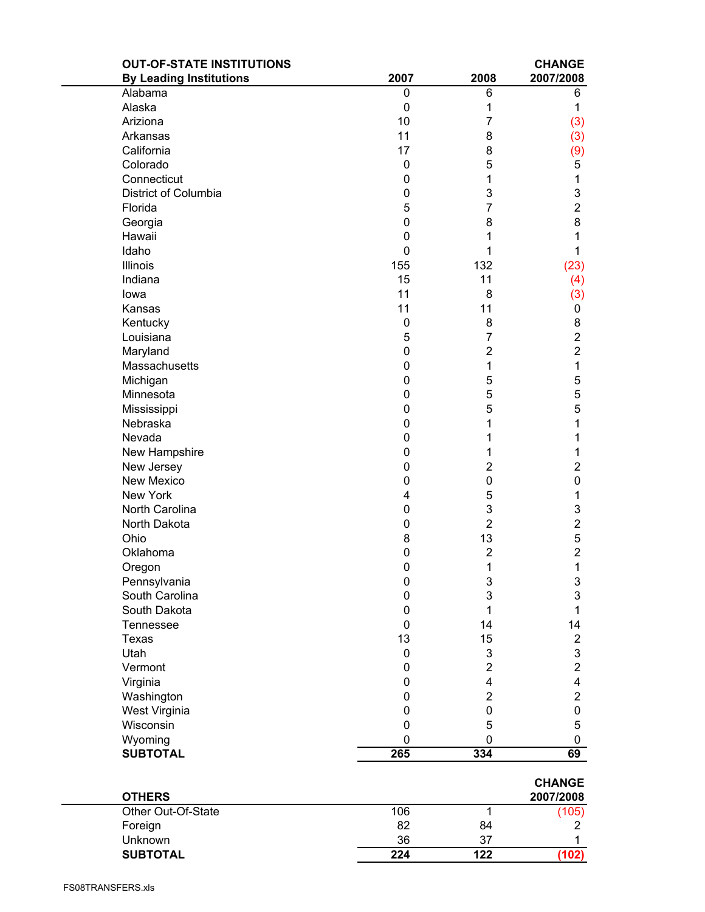| OUT-OF-STATE INSTITUTIONS<br>By Leading Institutions | 2007 | 2008 | CHANGE<br>2007/2008 |
|---|---|---|---|
| Alabama | 0 | 6 | 6 |
| Alaska | 0 | 1 | 1 |
| Ariziona | 10 | 7 | (3) |
| Arkansas | 11 | 8 | (3) |
| California | 17 | 8 | (9) |
| Colorado | 0 | 5 | 5 |
| Connecticut | 0 | 1 | 1 |
| District of Columbia | 0 | 3 | 3 |
| Florida | 5 | 7 | 2 |
| Georgia | 0 | 8 | 8 |
| Hawaii | 0 | 1 | 1 |
| Idaho | 0 | 1 | 1 |
| Illinois | 155 | 132 | (23) |
| Indiana | 15 | 11 | (4) |
| Iowa | 11 | 8 | (3) |
| Kansas | 11 | 11 | 0 |
| Kentucky | 0 | 8 | 8 |
| Louisiana | 5 | 7 | 2 |
| Maryland | 0 | 2 | 2 |
| Massachusetts | 0 | 1 | 1 |
| Michigan | 0 | 5 | 5 |
| Minnesota | 0 | 5 | 5 |
| Mississippi | 0 | 5 | 5 |
| Nebraska | 0 | 1 | 1 |
| Nevada | 0 | 1 | 1 |
| New Hampshire | 0 | 1 | 1 |
| New Jersey | 0 | 2 | 2 |
| New Mexico | 0 | 0 | 0 |
| New York | 4 | 5 | 1 |
| North Carolina | 0 | 3 | 3 |
| North Dakota | 0 | 2 | 2 |
| Ohio | 8 | 13 | 5 |
| Oklahoma | 0 | 2 | 2 |
| Oregon | 0 | 1 | 1 |
| Pennsylvania | 0 | 3 | 3 |
| South Carolina | 0 | 3 | 3 |
| South Dakota | 0 | 1 | 1 |
| Tennessee | 0 | 14 | 14 |
| Texas | 13 | 15 | 2 |
| Utah | 0 | 3 | 3 |
| Vermont | 0 | 2 | 2 |
| Virginia | 0 | 4 | 4 |
| Washington | 0 | 2 | 2 |
| West Virginia | 0 | 0 | 0 |
| Wisconsin | 0 | 5 | 5 |
| Wyoming | 0 | 0 | 0 |
| **SUBTOTAL** | **265** | **334** | **69** |

| OTHERS | | | CHANGE<br>2007/2008 |
|---|---|---|---|
| Other Out-Of-State | 106 | 1 | (105) |
| Foreign | 82 | 84 | 2 |
| Unknown | 36 | 37 | 1 |
| **SUBTOTAL** | **224** | **122** | **(102)** |

FS08TRANSFERS.xls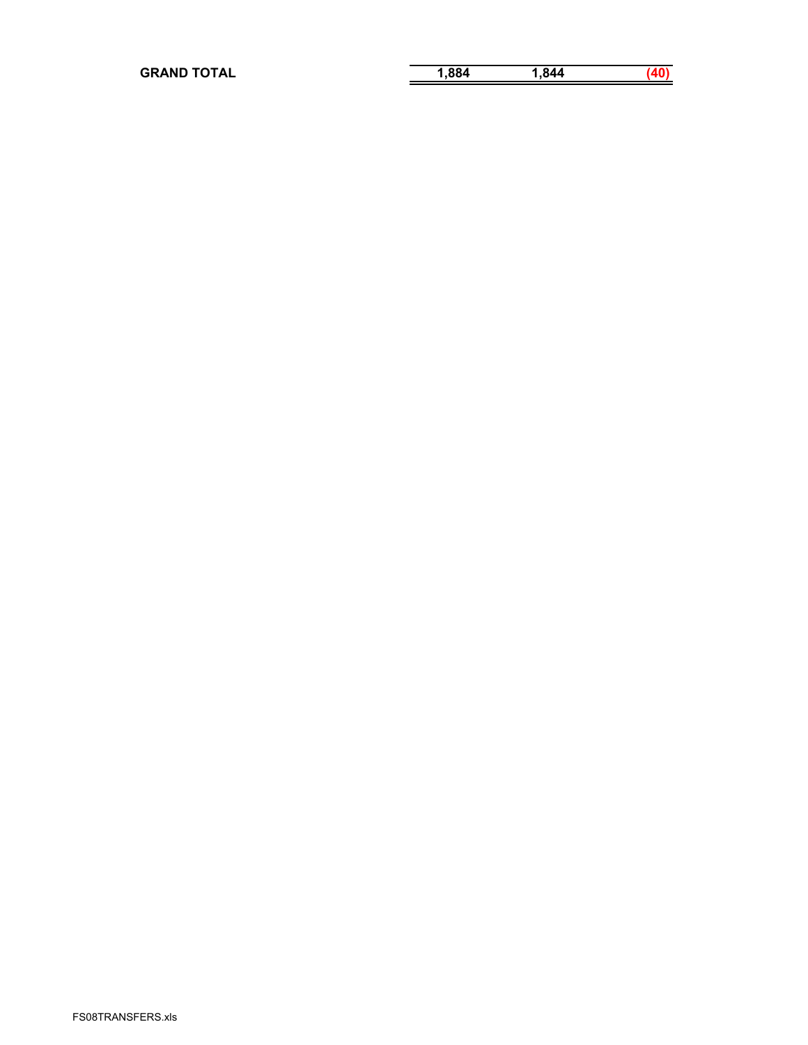| | | | |
|---|---|---|---|
| **GRAND TOTAL** | **1,884** | **1,844** | **(40)** |